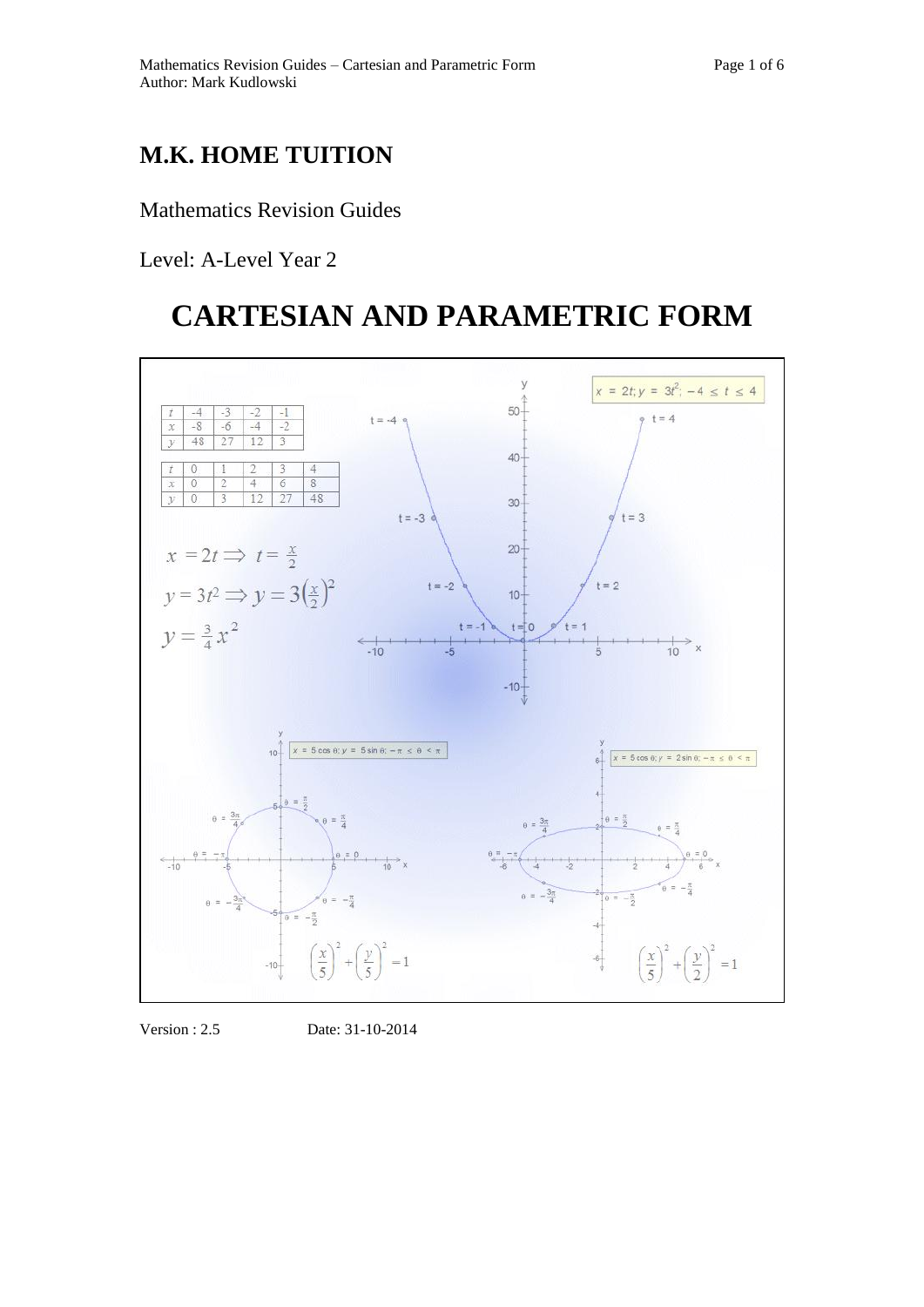# M.K. HOME TUITION

Mathematics Revision Guides

Level: A-Level Year 2

# CARTESIAN AND PARAMETRIC FORM

| $t$ | -4 | -3 | -2 | -1 |
|---|---|---|---|---|
| $x$ | -8 | -6 | -4 | -2 |
| $y$ | 48 | 27 | 12 | 3 |

| $t$ | 0 | 1 | 2 | 3 | 4 |
|---|---|---|---|---|---|
| $x$ | 0 | 2 | 4 | 6 | 8 |
| $y$ | 0 | 3 | 12 | 27 | 48 |

$$x = 2t \Rightarrow t = \tfrac{x}{2}$$

$$y = 3t^2 \Rightarrow y = 3\left(\tfrac{x}{2}\right)^2$$

$$y = \tfrac{3}{4}x^2$$

$x = 2t;\ y = 3t^2;\ -4 \le t \le 4$

$x = 5\cos\theta;\ y = 5\sin\theta;\ -\pi \le \theta < \pi$

$$\left(\frac{x}{5}\right)^2 + \left(\frac{y}{5}\right)^2 = 1$$

$x = 5\cos\theta;\ y = 2\sin\theta;\ -\pi \le \theta < \pi$

$$\left(\frac{x}{5}\right)^2 + \left(\frac{y}{2}\right)^2 = 1$$

Version : 2.5 Date: 31-10-2014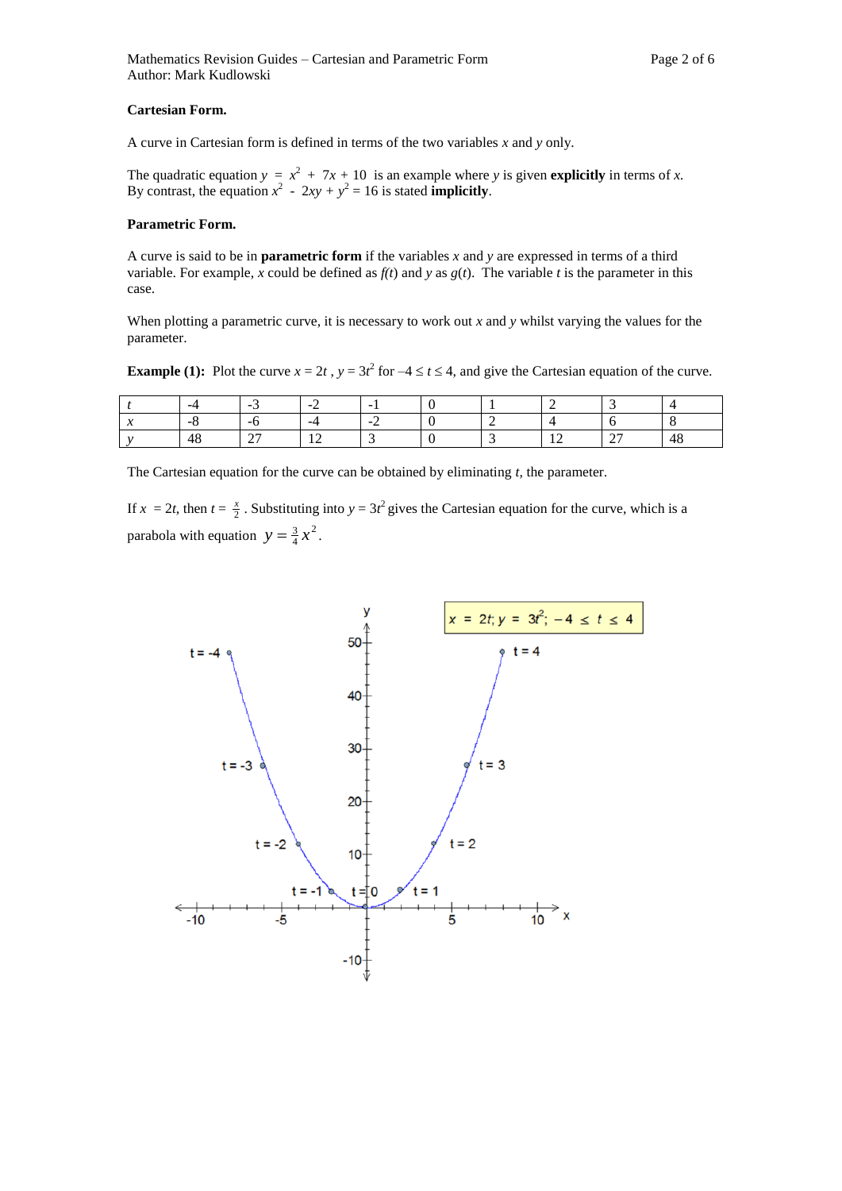**Cartesian Form.**

A curve in Cartesian form is defined in terms of the two variables $x$ and $y$ only.

The quadratic equation $y = x^2 + 7x + 10$ is an example where $y$ is given **explicitly** in terms of $x$.
By contrast, the equation $x^2 - 2xy + y^2 = 16$ is stated **implicitly**.

**Parametric Form.**

A curve is said to be in **parametric form** if the variables $x$ and $y$ are expressed in terms of a third variable. For example, $x$ could be defined as $f(t)$ and $y$ as $g(t)$. The variable $t$ is the parameter in this case.

When plotting a parametric curve, it is necessary to work out $x$ and $y$ whilst varying the values for the parameter.

**Example (1):** Plot the curve $x = 2t$ , $y = 3t^2$ for $-4 \le t \le 4$, and give the Cartesian equation of the curve.

| $t$ | -4 | -3 | -2 | -1 | 0 | 1 | 2 | 3 | 4 |
|---|---|---|---|---|---|---|---|---|---|
| $x$ | -8 | -6 | -4 | -2 | 0 | 2 | 4 | 6 | 8 |
| $y$ | 48 | 27 | 12 | 3 | 0 | 3 | 12 | 27 | 48 |

The Cartesian equation for the curve can be obtained by eliminating $t$, the parameter.

If $x = 2t$, then $t = \frac{x}{2}$. Substituting into $y = 3t^2$ gives the Cartesian equation for the curve, which is a parabola with equation $y = \frac{3}{4}x^2$.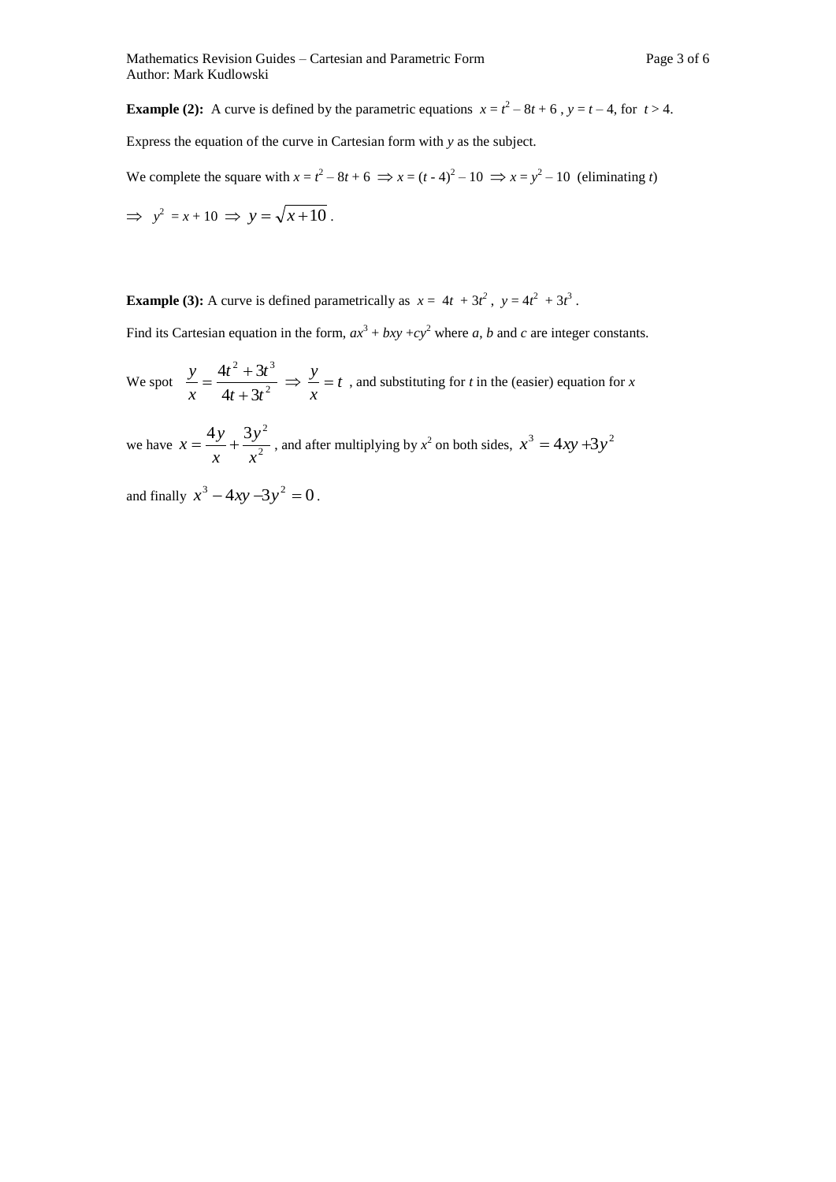**Example (2):** A curve is defined by the parametric equations $x = t^2 - 8t + 6$ , $y = t - 4$, for $t > 4$.

Express the equation of the curve in Cartesian form with $y$ as the subject.

We complete the square with $x = t^2 - 8t + 6 \Rightarrow x = (t - 4)^2 - 10 \Rightarrow x = y^2 - 10$ (eliminating $t$)

$\Rightarrow y^2 = x + 10 \Rightarrow y = \sqrt{x+10}$ .

**Example (3):** A curve is defined parametrically as $x = 4t + 3t^2$ , $y = 4t^2 + 3t^3$ .

Find its Cartesian equation in the form, $ax^3 + bxy + cy^2$ where $a$, $b$ and $c$ are integer constants.

We spot $\dfrac{y}{x} = \dfrac{4t^2 + 3t^3}{4t + 3t^2} \Rightarrow \dfrac{y}{x} = t$ , and substituting for $t$ in the (easier) equation for $x$

we have $x = \dfrac{4y}{x} + \dfrac{3y^2}{x^2}$ , and after multiplying by $x^2$ on both sides, $x^3 = 4xy + 3y^2$

and finally $x^3 - 4xy - 3y^2 = 0$ .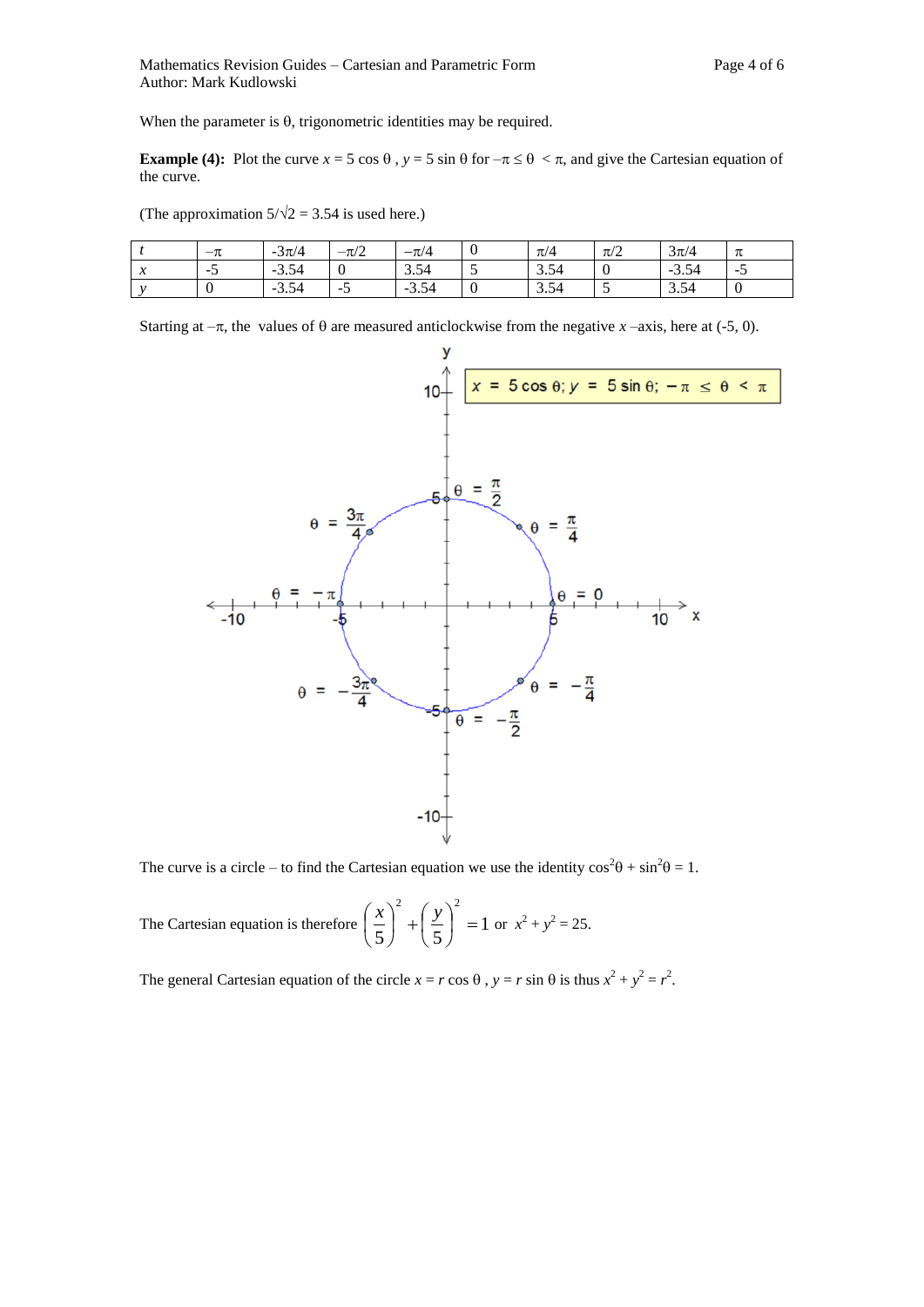When the parameter is θ, trigonometric identities may be required.

**Example (4):** Plot the curve $x = 5 \cos \theta$ , $y = 5 \sin \theta$ for $-\pi \le \theta < \pi$, and give the Cartesian equation of the curve.

(The approximation $5/\sqrt{2} = 3.54$ is used here.)

| $t$ | $-\pi$ | $-3\pi/4$ | $-\pi/2$ | $-\pi/4$ | 0 | $\pi/4$ | $\pi/2$ | $3\pi/4$ | $\pi$ |
|---|---|---|---|---|---|---|---|---|---|
| $x$ | -5 | -3.54 | 0 | 3.54 | 5 | 3.54 | 0 | -3.54 | -5 |
| $y$ | 0 | -3.54 | -5 | -3.54 | 0 | 3.54 | 5 | 3.54 | 0 |

Starting at $-\pi$, the values of θ are measured anticlockwise from the negative $x$–axis, here at (-5, 0).

The curve is a circle – to find the Cartesian equation we use the identity $\cos^2\theta + \sin^2\theta = 1$.

The Cartesian equation is therefore $\left(\frac{x}{5}\right)^2 + \left(\frac{y}{5}\right)^2 = 1$ or $x^2 + y^2 = 25$.

The general Cartesian equation of the circle $x = r \cos \theta$ , $y = r \sin \theta$ is thus $x^2 + y^2 = r^2$.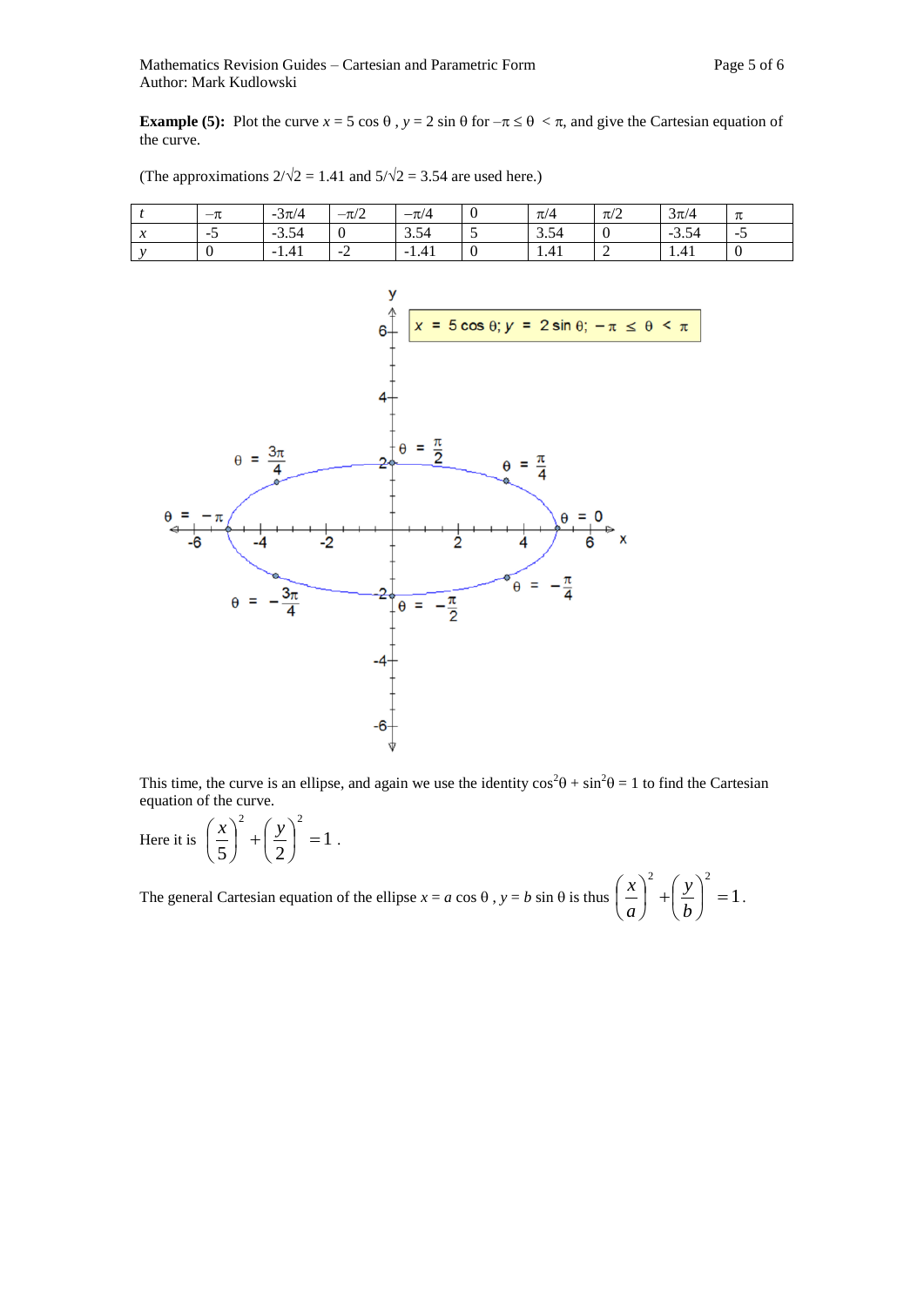**Example (5):** Plot the curve $x = 5 \cos \theta$ , $y = 2 \sin \theta$ for $-\pi \le \theta < \pi$, and give the Cartesian equation of the curve.

(The approximations $2/\sqrt{2} = 1.41$ and $5/\sqrt{2} = 3.54$ are used here.)

| $t$ | $-\pi$ | $-3\pi/4$ | $-\pi/2$ | $-\pi/4$ | 0 | $\pi/4$ | $\pi/2$ | $3\pi/4$ | $\pi$ |
|---|---|---|---|---|---|---|---|---|---|
| $x$ | -5 | -3.54 | 0 | 3.54 | 5 | 3.54 | 0 | -3.54 | -5 |
| $y$ | 0 | -1.41 | -2 | -1.41 | 0 | 1.41 | 2 | 1.41 | 0 |

This time, the curve is an ellipse, and again we use the identity $\cos^2\theta + \sin^2\theta = 1$ to find the Cartesian equation of the curve.

Here it is $\left(\frac{x}{5}\right)^2 + \left(\frac{y}{2}\right)^2 = 1$ .

The general Cartesian equation of the ellipse $x = a \cos \theta$ , $y = b \sin \theta$ is thus $\left(\frac{x}{a}\right)^2 + \left(\frac{y}{b}\right)^2 = 1$.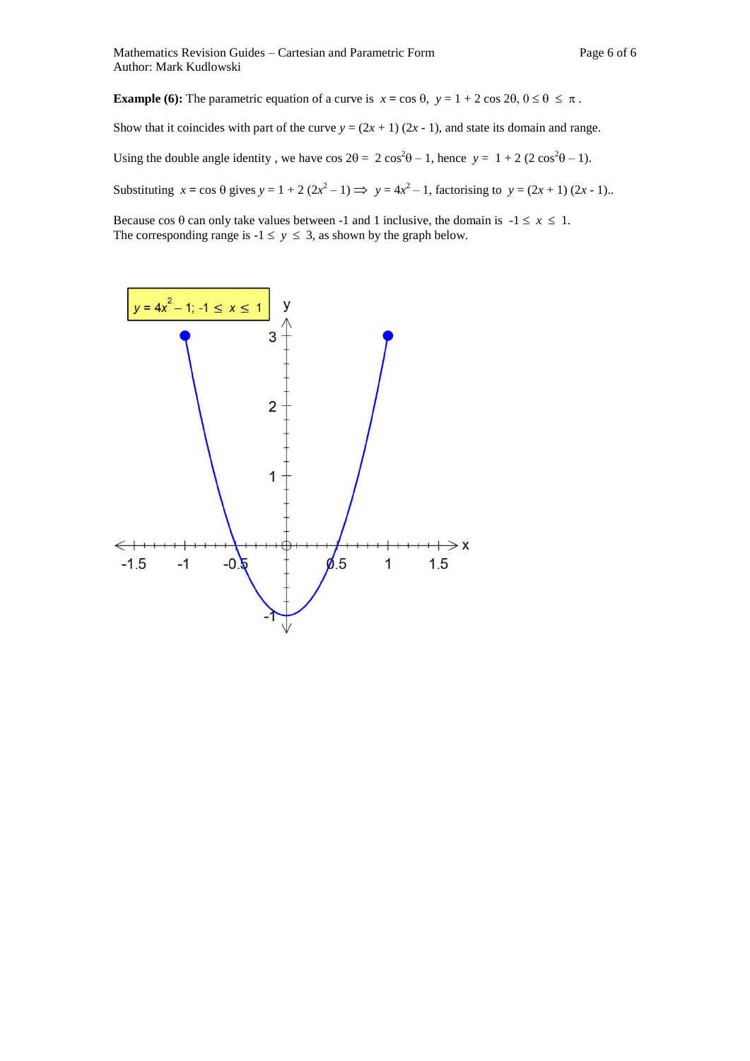**Example (6):** The parametric equation of a curve is $x = \cos\theta$, $y = 1 + 2\cos 2\theta$, $0 \le \theta \le \pi$.

Show that it coincides with part of the curve $y = (2x + 1)(2x - 1)$, and state its domain and range.

Using the double angle identity , we have $\cos 2\theta = 2\cos^2\theta - 1$, hence $y = 1 + 2(2\cos^2\theta - 1)$.

Substituting $x = \cos\theta$ gives $y = 1 + 2(2x^2 - 1) \Rightarrow y = 4x^2 - 1$, factorising to $y = (2x + 1)(2x - 1)$..

Because $\cos\theta$ can only take values between -1 and 1 inclusive, the domain is $-1 \le x \le 1$.
The corresponding range is $-1 \le y \le 3$, as shown by the graph below.

$y = 4x^2 - 1$; $-1 \le x \le 1$

y

3

2

1

-1

x

-1.5 -1 -0.5 0.5 1 1.5